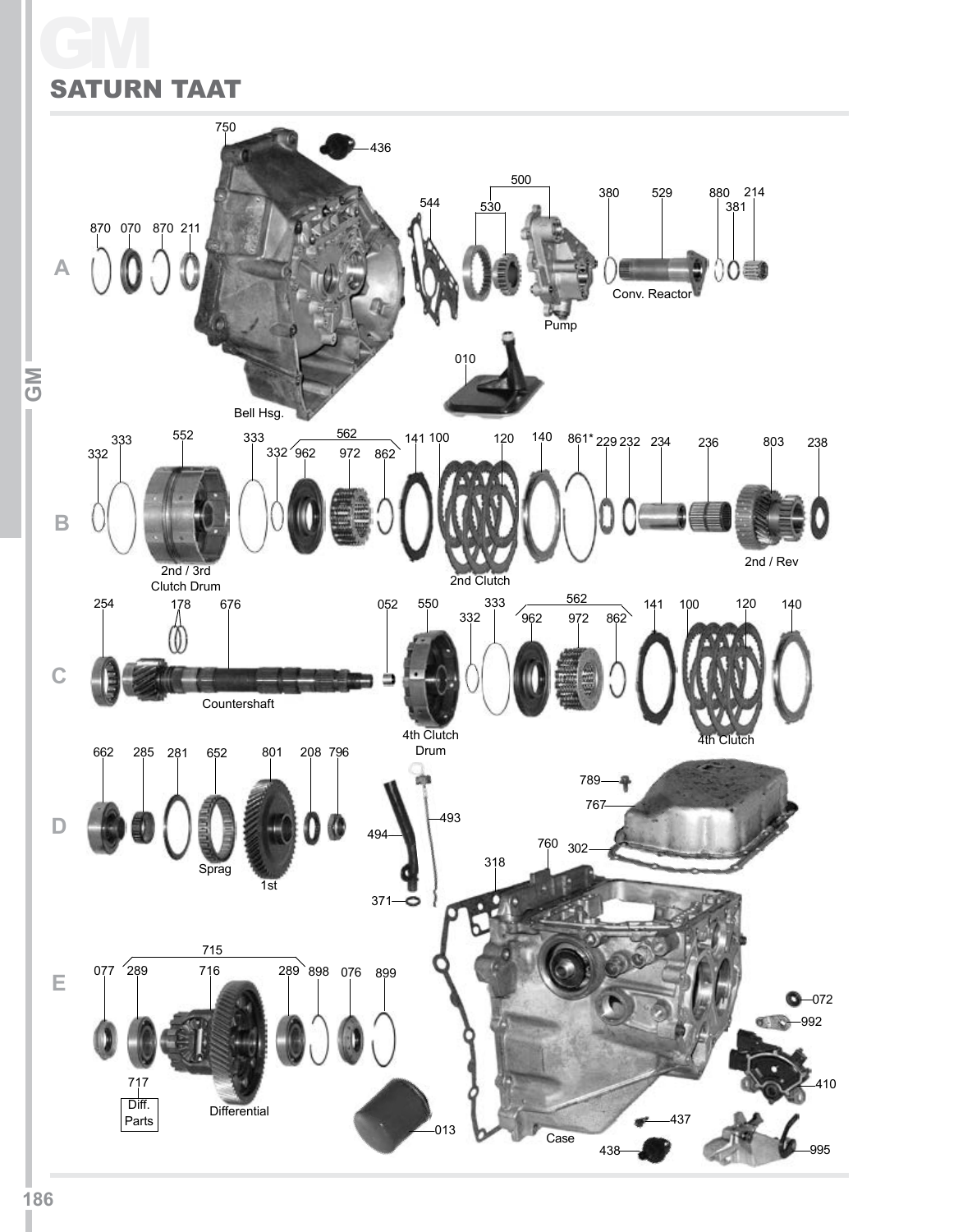# GM

## SATURN TAAT

**A**

750 — Bell Hsg.
436
870, 070, 870, 211
544
500 — Pump
530
380
529 — Conv. Reactor
880, 381, 214
010

**B**

332, 333
552 — 2nd / 3rd Clutch Drum
333
562: 332, 962, 972, 862
141, 100, 120, 140 — 2nd Clutch
861*
229, 232, 234, 236
803 — 2nd / Rev
238

**C**

254
178
676 — Countershaft
052
550 — 4th Clutch Drum
332, 333
562: 962, 972, 862
141, 100, 120, 140 — 4th Clutch

**D**

662, 285, 281
652 — Sprag
801 — 1st
208, 796
494, 493, 371
789, 767
760, 302
318

**E**

077
715: 289, 716, 289 — Differential
717 — Diff. Parts
898, 076, 899
013
Case
072, 992, 410
437, 438
995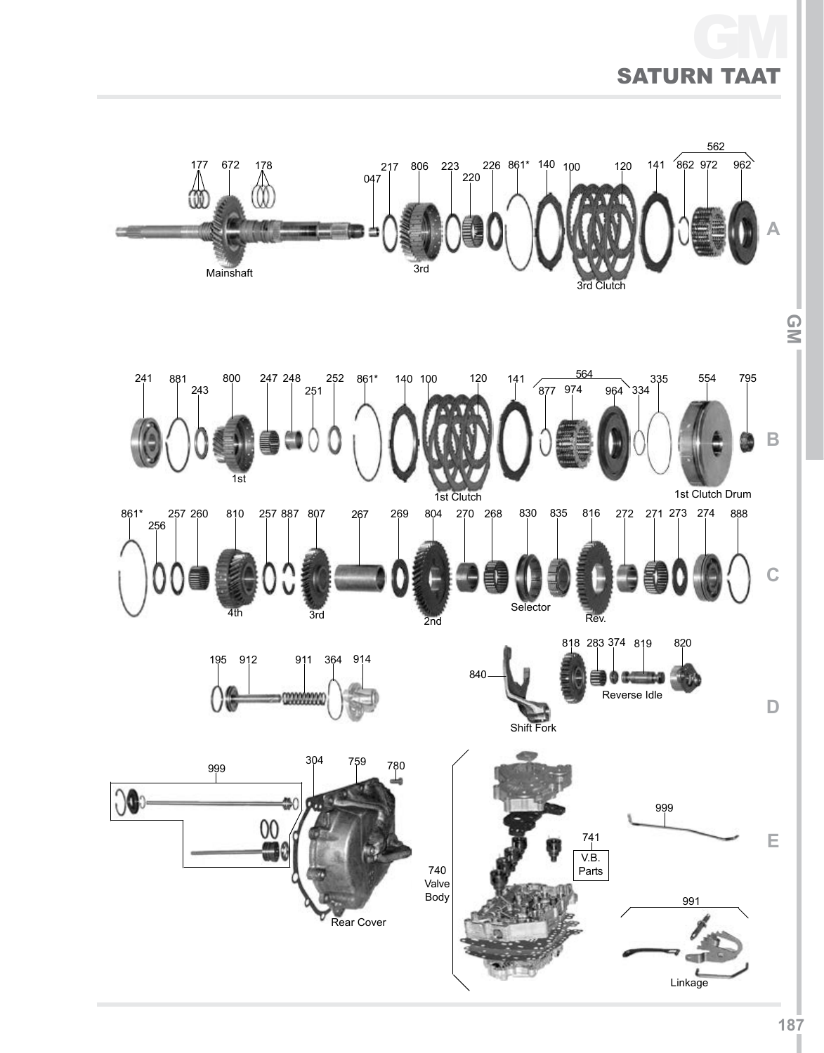# GM

## SATURN TAAT

177 672 178

Mainshaft

047 217 806 223 220 226 861* 140 100 120 141 562 862 972 962

3rd

3rd Clutch

A

241 881 243 800 247 248 251 252 861* 140 100 120 141 564 877 974 964 334 335 554 795

1st

1st Clutch

1st Clutch Drum

B

861* 256 257 260 810 257 887 807 267 269 804 270 268 830 835 816 272 271 273 274 888

4th

3rd

2nd

Selector

Rev.

C

195 912 911 364 914

840

Shift Fork

818 283 374 819 820

Reverse Idle

D

999

304 759 780

Rear Cover

740 Valve Body

741 V.B. Parts

999

991

Linkage

E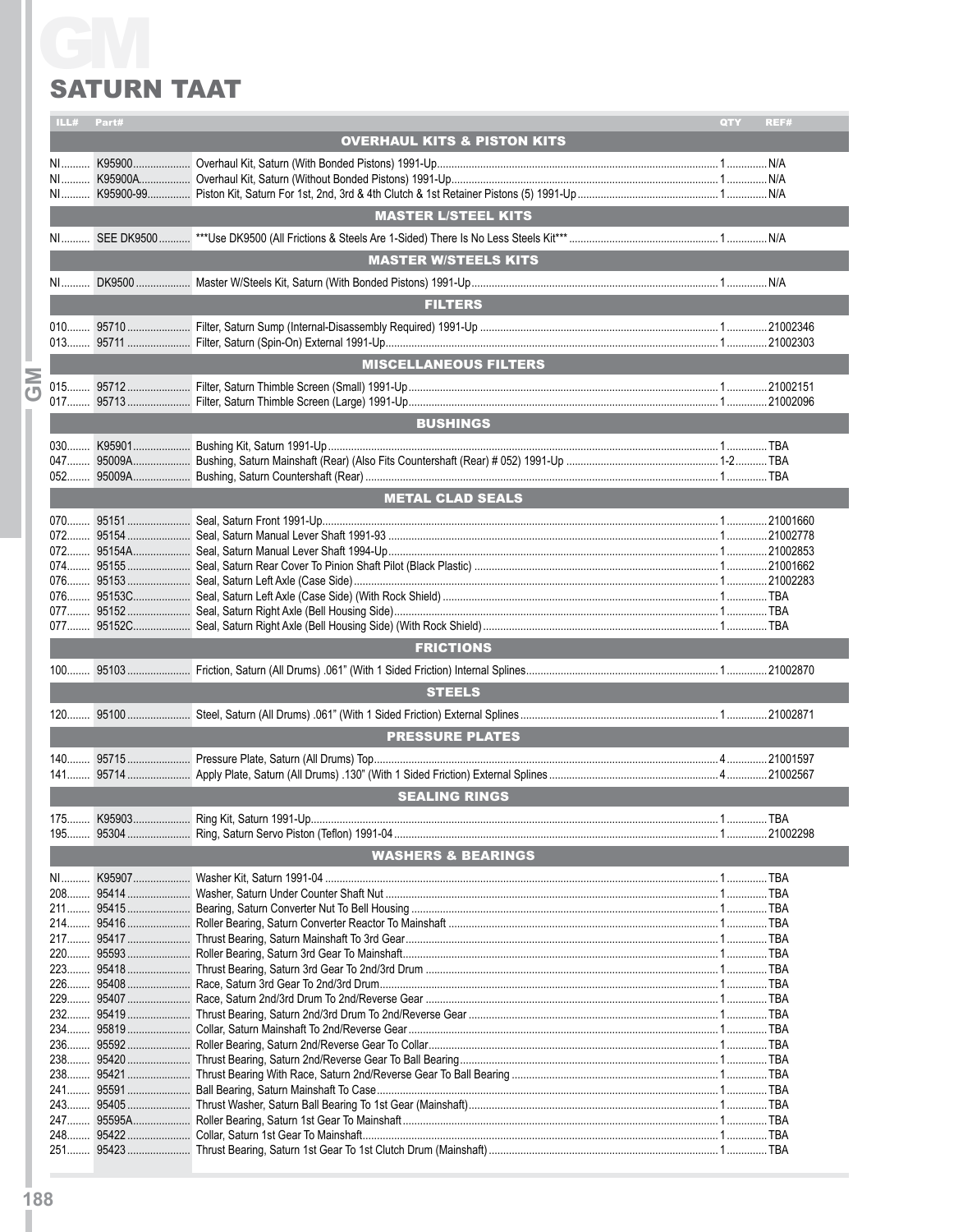# GM

## SATURN TAAT

| ILL# | Part# | | QTY | REF# |
|---|---|---|---|---|
| | | **OVERHAUL KITS & PISTON KITS** | | |
| NI | K95900 | Overhaul Kit, Saturn (With Bonded Pistons) 1991-Up | 1 | N/A |
| NI | K95900A | Overhaul Kit, Saturn (Without Bonded Pistons) 1991-Up | 1 | N/A |
| NI | K95900-99 | Piston Kit, Saturn For 1st, 2nd, 3rd & 4th Clutch & 1st Retainer Pistons (5) 1991-Up | 1 | N/A |
| | | **MASTER L/STEEL KITS** | | |
| NI | SEE DK9500 | ***Use DK9500 (All Frictions & Steels Are 1-Sided) There Is No Less Steels Kit*** | 1 | N/A |
| | | **MASTER W/STEELS KITS** | | |
| NI | DK9500 | Master W/Steels Kit, Saturn (With Bonded Pistons) 1991-Up | 1 | N/A |
| | | **FILTERS** | | |
| 010 | 95710 | Filter, Saturn Sump (Internal-Disassembly Required) 1991-Up | 1 | 21002346 |
| 013 | 95711 | Filter, Saturn (Spin-On) External 1991-Up | 1 | 21002303 |
| | | **MISCELLANEOUS FILTERS** | | |
| 015 | 95712 | Filter, Saturn Thimble Screen (Small) 1991-Up | 1 | 21002151 |
| 017 | 95713 | Filter, Saturn Thimble Screen (Large) 1991-Up | 1 | 21002096 |
| | | **BUSHINGS** | | |
| 030 | K95901 | Bushing Kit, Saturn 1991-Up | 1 | TBA |
| 047 | 95009A | Bushing, Saturn Mainshaft (Rear) (Also Fits Countershaft (Rear) # 052) 1991-Up | 1-2 | TBA |
| 052 | 95009A | Bushing, Saturn Countershaft (Rear) | 1 | TBA |
| | | **METAL CLAD SEALS** | | |
| 070 | 95151 | Seal, Saturn Front 1991-Up | 1 | 21001660 |
| 072 | 95154 | Seal, Saturn Manual Lever Shaft 1991-93 | 1 | 21002778 |
| 072 | 95154A | Seal, Saturn Manual Lever Shaft 1994-Up | 1 | 21002853 |
| 074 | 95155 | Seal, Saturn Rear Cover To Pinion Shaft Pilot (Black Plastic) | 1 | 21001662 |
| 076 | 95153 | Seal, Saturn Left Axle (Case Side) | 1 | 21002283 |
| 076 | 95153C | Seal, Saturn Left Axle (Case Side) (With Rock Shield) | 1 | TBA |
| 077 | 95152 | Seal, Saturn Right Axle (Bell Housing Side) | 1 | TBA |
| 077 | 95152C | Seal, Saturn Right Axle (Bell Housing Side) (With Rock Shield) | 1 | TBA |
| | | **FRICTIONS** | | |
| 100 | 95103 | Friction, Saturn (All Drums) .061" (With 1 Sided Friction) Internal Splines | 1 | 21002870 |
| | | **STEELS** | | |
| 120 | 95100 | Steel, Saturn (All Drums) .061" (With 1 Sided Friction) External Splines | 1 | 21002871 |
| | | **PRESSURE PLATES** | | |
| 140 | 95715 | Pressure Plate, Saturn (All Drums) Top | 4 | 21001597 |
| 141 | 95714 | Apply Plate, Saturn (All Drums) .130" (With 1 Sided Friction) External Splines | 4 | 21002567 |
| | | **SEALING RINGS** | | |
| 175 | K95903 | Ring Kit, Saturn 1991-Up | 1 | TBA |
| 195 | 95304 | Ring, Saturn Servo Piston (Teflon) 1991-04 | 1 | 21002298 |
| | | **WASHERS & BEARINGS** | | |
| NI | K95907 | Washer Kit, Saturn 1991-04 | 1 | TBA |
| 208 | 95414 | Washer, Saturn Under Counter Shaft Nut | 1 | TBA |
| 211 | 95415 | Bearing, Saturn Converter Nut To Bell Housing | 1 | TBA |
| 214 | 95416 | Roller Bearing, Saturn Converter Reactor To Mainshaft | 1 | TBA |
| 217 | 95417 | Thrust Bearing, Saturn Mainshaft To 3rd Gear | 1 | TBA |
| 220 | 95593 | Roller Bearing, Saturn 3rd Gear To Mainshaft | 1 | TBA |
| 223 | 95418 | Thrust Bearing, Saturn 3rd Gear To 2nd/3rd Drum | 1 | TBA |
| 226 | 95408 | Race, Saturn 3rd Gear To 2nd/3rd Drum | 1 | TBA |
| 229 | 95407 | Race, Saturn 2nd/3rd Drum To 2nd/Reverse Gear | 1 | TBA |
| 232 | 95419 | Thrust Bearing, Saturn 2nd/3rd Drum To 2nd/Reverse Gear | 1 | TBA |
| 234 | 95819 | Collar, Saturn Mainshaft To 2nd/Reverse Gear | 1 | TBA |
| 236 | 95592 | Roller Bearing, Saturn 2nd/Reverse Gear To Collar | 1 | TBA |
| 238 | 95420 | Thrust Bearing, Saturn 2nd/Reverse Gear To Ball Bearing | 1 | TBA |
| 238 | 95421 | Thrust Bearing With Race, Saturn 2nd/Reverse Gear To Ball Bearing | 1 | TBA |
| 241 | 95591 | Ball Bearing, Saturn Mainshaft To Case | 1 | TBA |
| 243 | 95405 | Thrust Washer, Saturn Ball Bearing To 1st Gear (Mainshaft) | 1 | TBA |
| 247 | 95595A | Roller Bearing, Saturn 1st Gear To Mainshaft | 1 | TBA |
| 248 | 95422 | Collar, Saturn 1st Gear To Mainshaft | 1 | TBA |
| 251 | 95423 | Thrust Bearing, Saturn 1st Gear To 1st Clutch Drum (Mainshaft) | 1 | TBA |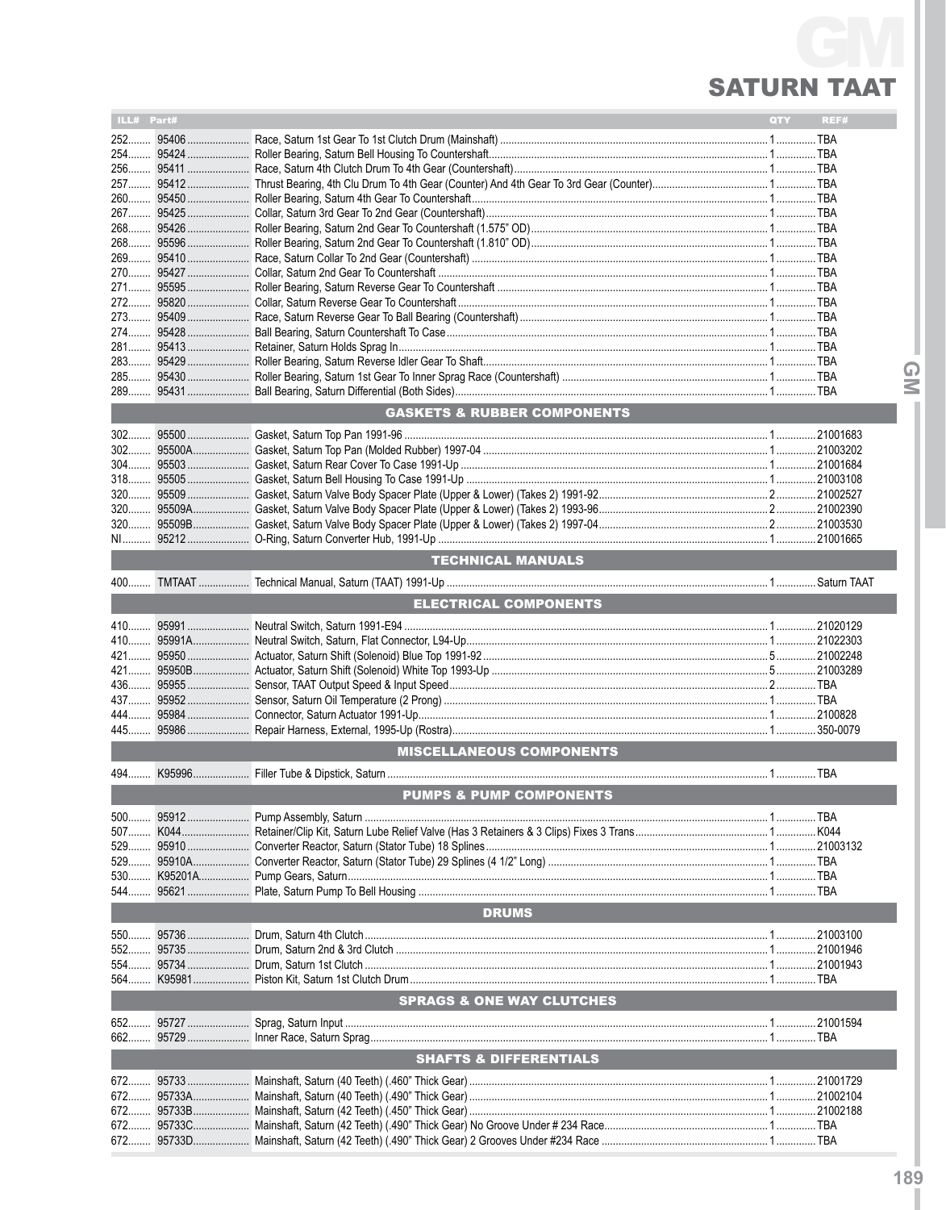# GM

## SATURN TAAT

| ILL# | Part# | | QTY | REF# |
|---|---|---|---|---|
| 252 | 95406 | Race, Saturn 1st Gear To 1st Clutch Drum (Mainshaft) | 1 | TBA |
| 254 | 95424 | Roller Bearing, Saturn Bell Housing To Countershaft | 1 | TBA |
| 256 | 95411 | Race, Saturn 4th Clutch Drum To 4th Gear (Countershaft) | 1 | TBA |
| 257 | 95412 | Thrust Bearing, 4th Clu Drum To 4th Gear (Counter) And 4th Gear To 3rd Gear (Counter) | 1 | TBA |
| 260 | 95450 | Roller Bearing, Saturn 4th Gear To Countershaft | 1 | TBA |
| 267 | 95425 | Collar, Saturn 3rd Gear To 2nd Gear (Countershaft) | 1 | TBA |
| 268 | 95426 | Roller Bearing, Saturn 2nd Gear To Countershaft (1.575" OD) | 1 | TBA |
| 268 | 95596 | Roller Bearing, Saturn 2nd Gear To Countershaft (1.810" OD) | 1 | TBA |
| 269 | 95410 | Race, Saturn Collar To 2nd Gear (Countershaft) | 1 | TBA |
| 270 | 95427 | Collar, Saturn 2nd Gear To Countershaft | 1 | TBA |
| 271 | 95595 | Roller Bearing, Saturn Reverse Gear To Countershaft | 1 | TBA |
| 272 | 95820 | Collar, Saturn Reverse Gear To Countershaft | 1 | TBA |
| 273 | 95409 | Race, Saturn Reverse Gear To Ball Bearing (Countershaft) | 1 | TBA |
| 274 | 95428 | Ball Bearing, Saturn Countershaft To Case | 1 | TBA |
| 281 | 95413 | Retainer, Saturn Holds Sprag In | 1 | TBA |
| 283 | 95429 | Roller Bearing, Saturn Reverse Idler Gear To Shaft | 1 | TBA |
| 285 | 95430 | Roller Bearing, Saturn 1st Gear To Inner Sprag Race (Countershaft) | 1 | TBA |
| 289 | 95431 | Ball Bearing, Saturn Differential (Both Sides) | 1 | TBA |
| | | **GASKETS & RUBBER COMPONENTS** | | |
| 302 | 95500 | Gasket, Saturn Top Pan 1991-96 | 1 | 21001683 |
| 302 | 95500A | Gasket, Saturn Top Pan (Molded Rubber) 1997-04 | 1 | 21003202 |
| 304 | 95503 | Gasket, Saturn Rear Cover To Case 1991-Up | 1 | 21001684 |
| 318 | 95505 | Gasket, Saturn Bell Housing To Case 1991-Up | 1 | 21003108 |
| 320 | 95509 | Gasket, Saturn Valve Body Spacer Plate (Upper & Lower) (Takes 2) 1991-92 | 2 | 21002527 |
| 320 | 95509A | Gasket, Saturn Valve Body Spacer Plate (Upper & Lower) (Takes 2) 1993-96 | 2 | 21002390 |
| 320 | 95509B | Gasket, Saturn Valve Body Spacer Plate (Upper & Lower) (Takes 2) 1997-04 | 2 | 21003530 |
| NI | 95212 | O-Ring, Saturn Converter Hub, 1991-Up | 1 | 21001665 |
| | | **TECHNICAL MANUALS** | | |
| 400 | TMTAAT | Technical Manual, Saturn (TAAT) 1991-Up | 1 | Saturn TAAT |
| | | **ELECTRICAL COMPONENTS** | | |
| 410 | 95991 | Neutral Switch, Saturn 1991-E94 | 1 | 21020129 |
| 410 | 95991A | Neutral Switch, Saturn, Flat Connector, L94-Up | 1 | 21022303 |
| 421 | 95950 | Actuator, Saturn Shift (Solenoid) Blue Top 1991-92 | 5 | 21002248 |
| 421 | 95950B | Actuator, Saturn Shift (Solenoid) White Top 1993-Up | 5 | 21003289 |
| 436 | 95955 | Sensor, TAAT Output Speed & Input Speed | 2 | TBA |
| 437 | 95952 | Sensor, Saturn Oil Temperature (2 Prong) | 1 | TBA |
| 444 | 95984 | Connector, Saturn Actuator 1991-Up | 1 | 2100828 |
| 445 | 95986 | Repair Harness, External, 1995-Up (Rostra) | 1 | 350-0079 |
| | | **MISCELLANEOUS COMPONENTS** | | |
| 494 | K95996 | Filler Tube & Dipstick, Saturn | 1 | TBA |
| | | **PUMPS & PUMP COMPONENTS** | | |
| 500 | 95912 | Pump Assembly, Saturn | 1 | TBA |
| 507 | K044 | Retainer/Clip Kit, Saturn Lube Relief Valve (Has 3 Retainers & 3 Clips) Fixes 3 Trans | 1 | K044 |
| 529 | 95910 | Converter Reactor, Saturn (Stator Tube) 18 Splines | 1 | 21003132 |
| 529 | 95910A | Converter Reactor, Saturn (Stator Tube) 29 Splines (4 1/2" Long) | 1 | TBA |
| 530 | K95201A | Pump Gears, Saturn | 1 | TBA |
| 544 | 95621 | Plate, Saturn Pump To Bell Housing | 1 | TBA |
| | | **DRUMS** | | |
| 550 | 95736 | Drum, Saturn 4th Clutch | 1 | 21003100 |
| 552 | 95735 | Drum, Saturn 2nd & 3rd Clutch | 1 | 21001946 |
| 554 | 95734 | Drum, Saturn 1st Clutch | 1 | 21001943 |
| 564 | K95981 | Piston Kit, Saturn 1st Clutch Drum | 1 | TBA |
| | | **SPRAGS & ONE WAY CLUTCHES** | | |
| 652 | 95727 | Sprag, Saturn Input | 1 | 21001594 |
| 662 | 95729 | Inner Race, Saturn Sprag | 1 | TBA |
| | | **SHAFTS & DIFFERENTIALS** | | |
| 672 | 95733 | Mainshaft, Saturn (40 Teeth) (.460" Thick Gear) | 1 | 21001729 |
| 672 | 95733A | Mainshaft, Saturn (40 Teeth) (.490" Thick Gear) | 1 | 21002104 |
| 672 | 95733B | Mainshaft, Saturn (42 Teeth) (.450" Thick Gear) | 1 | 21002188 |
| 672 | 95733C | Mainshaft, Saturn (42 Teeth) (.490" Thick Gear) No Groove Under # 234 Race | 1 | TBA |
| 672 | 95733D | Mainshaft, Saturn (42 Teeth) (.490" Thick Gear) 2 Grooves Under #234 Race | 1 | TBA |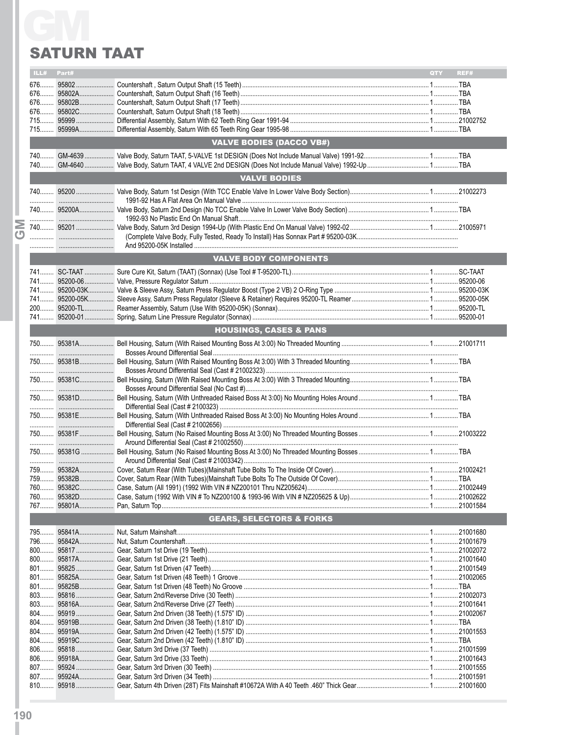# GM

## SATURN TAAT

| ILL# | Part# | | QTY | REF# |
|---|---|---|---|---|
| 676 | 95802 | Countershaft , Saturn Output Shaft (15 Teeth) | 1 | TBA |
| 676 | 95802A | Countershaft, Saturn Output Shaft (16 Teeth) | 1 | TBA |
| 676 | 95802B | Countershaft, Saturn Output Shaft (17 Teeth) | 1 | TBA |
| 676 | 95802C | Countershaft, Saturn Output Shaft (18 Teeth) | 1 | TBA |
| 715 | 95999 | Differential Assembly, Saturn With 62 Teeth Ring Gear 1991-94 | 1 | 21002752 |
| 715 | 95999A | Differential Assembly, Saturn With 65 Teeth Ring Gear 1995-98 | 1 | TBA |
| | | **VALVE BODIES (DACCO VB#)** | | |
| 740 | GM-4639 | Valve Body, Saturn TAAT, 5-VALVE 1st DESIGN (Does Not Include Manual Valve) 1991-92 | 1 | TBA |
| 740 | GM-4640 | Valve Body, Saturn TAAT, 4 VALVE 2nd DESIGN (Does Not Include Manual Valve) 1992-Up | 1 | TBA |
| | | **VALVE BODIES** | | |
| 740 | 95200 | Valve Body, Saturn 1st Design (With TCC Enable Valve In Lower Valve Body Section) | 1 | 21002273 |
| | | 1991-92 Has A Flat Area On Manual Valve | | |
| 740 | 95200A | Valve Body, Saturn 2nd Design (No TCC Enable Valve In Lower Valve Body Section) | 1 | TBA |
| | | 1992-93 No Plastic End On Manual Shaft | | |
| 740 | 95201 | Valve Body, Saturn 3rd Design 1994-Up (With Plastic End On Manual Valve) 1992-02 | 1 | 21005971 |
| | | (Complete Valve Body, Fully Tested, Ready To Install) Has Sonnax Part # 95200-03K | | |
| | | And 95200-05K Installed | | |
| | | **VALVE BODY COMPONENTS** | | |
| 741 | SC-TAAT | Sure Cure Kit, Saturn (TAAT) (Sonnax) (Use Tool # T-95200-TL) | 1 | SC-TAAT |
| 741 | 95200-06 | Valve, Pressure Regulator Saturn | 1 | 95200-06 |
| 741 | 95200-03K | Valve & Sleeve Assy, Saturn Press Regulator Boost (Type 2 VB) 2 O-Ring Type | 1 | 95200-03K |
| 741 | 95200-05K | Sleeve Assy, Saturn Press Regulator (Sleeve & Retainer) Requires 95200-TL Reamer | 1 | 95200-05K |
| 200 | 95200-TL | Reamer Assembly, Saturn (Use With 95200-05K) (Sonnax) | 1 | 95200-TL |
| 741 | 95200-01 | Spring, Saturn Line Pressure Regulator (Sonnax) | 1 | 95200-01 |
| | | **HOUSINGS, CASES & PANS** | | |
| 750 | 95381A | Bell Housing, Saturn (With Raised Mounting Boss At 3:00) No Threaded Mounting | 1 | 21001711 |
| | | Bosses Around Differential Seal | | |
| 750 | 95381B | Bell Housing, Saturn (With Raised Mounting Boss At 3:00) With 3 Threaded Mounting | 1 | TBA |
| | | Bosses Around Differential Seal (Cast # 21002323) | | |
| 750 | 95381C | Bell Housing, Saturn (With Raised Mounting Boss At 3:00) With 3 Threaded Mounting | 1 | TBA |
| | | Bosses Around Differential Seal (No Cast #) | | |
| 750 | 95381D | Bell Housing, Saturn (With Unthreaded Raised Boss At 3:00) No Mounting Holes Around | 1 | TBA |
| | | Differential Seal (Cast # 2100323) | | |
| 750 | 95381E | Bell Housing, Saturn (With Unthreaded Raised Boss At 3:00) No Mounting Holes Around | 1 | TBA |
| | | Differential Seal (Cast # 21002656) | | |
| 750 | 95381F | Bell Housing, Saturn (No Raised Mounting Boss At 3:00) No Threaded Mounting Bosses | 1 | 21003222 |
| | | Around Differential Seal (Cast # 21002550) | | |
| 750 | 95381G | Bell Housing, Saturn (No Raised Mounting Boss At 3:00) No Threaded Mounting Bosses | 1 | TBA |
| | | Around Differential Seal (Cast # 21003342) | | |
| 759 | 95382A | Cover, Saturn Rear (With Tubes)(Mainshaft Tube Bolts To The Inside Of Cover) | 1 | 21002421 |
| 759 | 95382B | Cover, Saturn Rear (With Tubes)(Mainshaft Tube Bolts To The Outside Of Cover) | 1 | TBA |
| 760 | 95382C | Case, Saturn (All 1991) (1992 With VIN # NZ200101 Thru NZ205624) | 1 | 21002449 |
| 760 | 95382D | Case, Saturn (1992 With VIN # To NZ200100 & 1993-96 With VIN # NZ205625 & Up) | 1 | 21002622 |
| 767 | 95801A | Pan, Saturn Top | 1 | 21001584 |
| | | **GEARS, SELECTORS & FORKS** | | |
| 795 | 95841A | Nut, Saturn Mainshaft | 1 | 21001680 |
| 796 | 95842A | Nut, Saturn Countershaft | 1 | 21001679 |
| 800 | 95817 | Gear, Saturn 1st Drive (19 Teeth) | 1 | 21002072 |
| 800 | 95817A | Gear, Saturn 1st Drive (21 Teeth) | 1 | 21001640 |
| 801 | 95825 | Gear, Saturn 1st Driven (47 Teeth) | 1 | 21001549 |
| 801 | 95825A | Gear, Saturn 1st Driven (48 Teeth) 1 Groove | 1 | 21002065 |
| 801 | 95825B | Gear, Saturn 1st Driven (48 Teeth) No Groove | 1 | TBA |
| 803 | 95816 | Gear, Saturn 2nd/Reverse Drive (30 Teeth) | 1 | 21002073 |
| 803 | 95816A | Gear, Saturn 2nd/Reverse Drive (27 Teeth) | 1 | 21001641 |
| 804 | 95919 | Gear, Saturn 2nd Driven (38 Teeth) (1.575" ID) | 1 | 21002067 |
| 804 | 95919B | Gear, Saturn 2nd Driven (38 Teeth) (1.810" ID) | 1 | TBA |
| 804 | 95919A | Gear, Saturn 2nd Driven (42 Teeth) (1.575" ID) | 1 | 21001553 |
| 804 | 95919C | Gear, Saturn 2nd Driven (42 Teeth) (1.810" ID) | 1 | TBA |
| 806 | 95818 | Gear, Saturn 3rd Drive (37 Teeth) | 1 | 21001599 |
| 806 | 95918A | Gear, Saturn 3rd Drive (33 Teeth) | 1 | 21001643 |
| 807 | 95924 | Gear, Saturn 3rd Driven (30 Teeth) | 1 | 21001555 |
| 807 | 95924A | Gear, Saturn 3rd Driven (34 Teeth) | 1 | 21001591 |
| 810 | 95918 | Gear, Saturn 4th Driven (28T) Fits Mainshaft #10672A With A 40 Teeth .460" Thick Gear | 1 | 21001600 |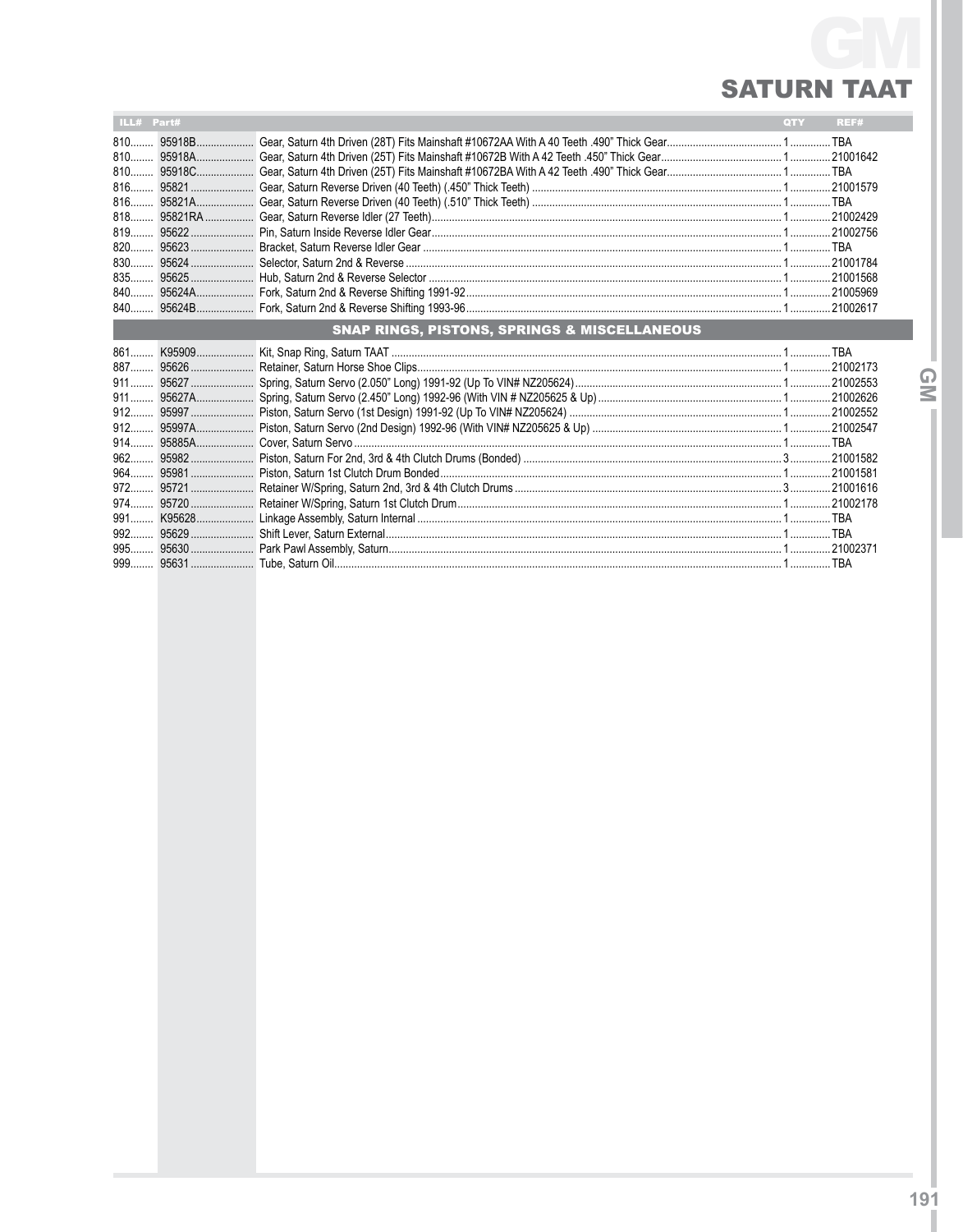# SATURN TAAT

| ILL# | Part# | | QTY | REF# |
|---|---|---|---|---|
| 810 | 95918B | Gear, Saturn 4th Driven (28T) Fits Mainshaft #10672AA With A 40 Teeth .490" Thick Gear | 1 | TBA |
| 810 | 95918A | Gear, Saturn 4th Driven (25T) Fits Mainshaft #10672B With A 42 Teeth .450" Thick Gear | 1 | 21001642 |
| 810 | 95918C | Gear, Saturn 4th Driven (25T) Fits Mainshaft #10672BA With A 42 Teeth .490" Thick Gear | 1 | TBA |
| 816 | 95821 | Gear, Saturn Reverse Driven (40 Teeth) (.450" Thick Teeth) | 1 | 21001579 |
| 816 | 95821A | Gear, Saturn Reverse Driven (40 Teeth) (.510" Thick Teeth) | 1 | TBA |
| 818 | 95821RA | Gear, Saturn Reverse Idler (27 Teeth) | 1 | 21002429 |
| 819 | 95622 | Pin, Saturn Inside Reverse Idler Gear | 1 | 21002756 |
| 820 | 95623 | Bracket, Saturn Reverse Idler Gear | 1 | TBA |
| 830 | 95624 | Selector, Saturn 2nd & Reverse | 1 | 21001784 |
| 835 | 95625 | Hub, Saturn 2nd & Reverse Selector | 1 | 21001568 |
| 840 | 95624A | Fork, Saturn 2nd & Reverse Shifting 1991-92 | 1 | 21005969 |
| 840 | 95624B | Fork, Saturn 2nd & Reverse Shifting 1993-96 | 1 | 21002617 |

## SNAP RINGS, PISTONS, SPRINGS & MISCELLANEOUS

| ILL# | Part# | | QTY | REF# |
|---|---|---|---|---|
| 861 | K95909 | Kit, Snap Ring, Saturn TAAT | 1 | TBA |
| 887 | 95626 | Retainer, Saturn Horse Shoe Clips | 1 | 21002173 |
| 911 | 95627 | Spring, Saturn Servo (2.050" Long) 1991-92 (Up To VIN# NZ205624) | 1 | 21002553 |
| 911 | 95627A | Spring, Saturn Servo (2.450" Long) 1992-96 (With VIN # NZ205625 & Up) | 1 | 21002626 |
| 912 | 95997 | Piston, Saturn Servo (1st Design) 1991-92 (Up To VIN# NZ205624) | 1 | 21002552 |
| 912 | 95997A | Piston, Saturn Servo (2nd Design) 1992-96 (With VIN# NZ205625 & Up) | 1 | 21002547 |
| 914 | 95885A | Cover, Saturn Servo | 1 | TBA |
| 962 | 95982 | Piston, Saturn For 2nd, 3rd & 4th Clutch Drums (Bonded) | 3 | 21001582 |
| 964 | 95981 | Piston, Saturn 1st Clutch Drum Bonded | 1 | 21001581 |
| 972 | 95721 | Retainer W/Spring, Saturn 2nd, 3rd & 4th Clutch Drums | 3 | 21001616 |
| 974 | 95720 | Retainer W/Spring, Saturn 1st Clutch Drum | 1 | 21002178 |
| 991 | K95628 | Linkage Assembly, Saturn Internal | 1 | TBA |
| 992 | 95629 | Shift Lever, Saturn External | 1 | TBA |
| 995 | 95630 | Park Pawl Assembly, Saturn | 1 | 21002371 |
| 999 | 95631 | Tube, Saturn Oil | 1 | TBA |